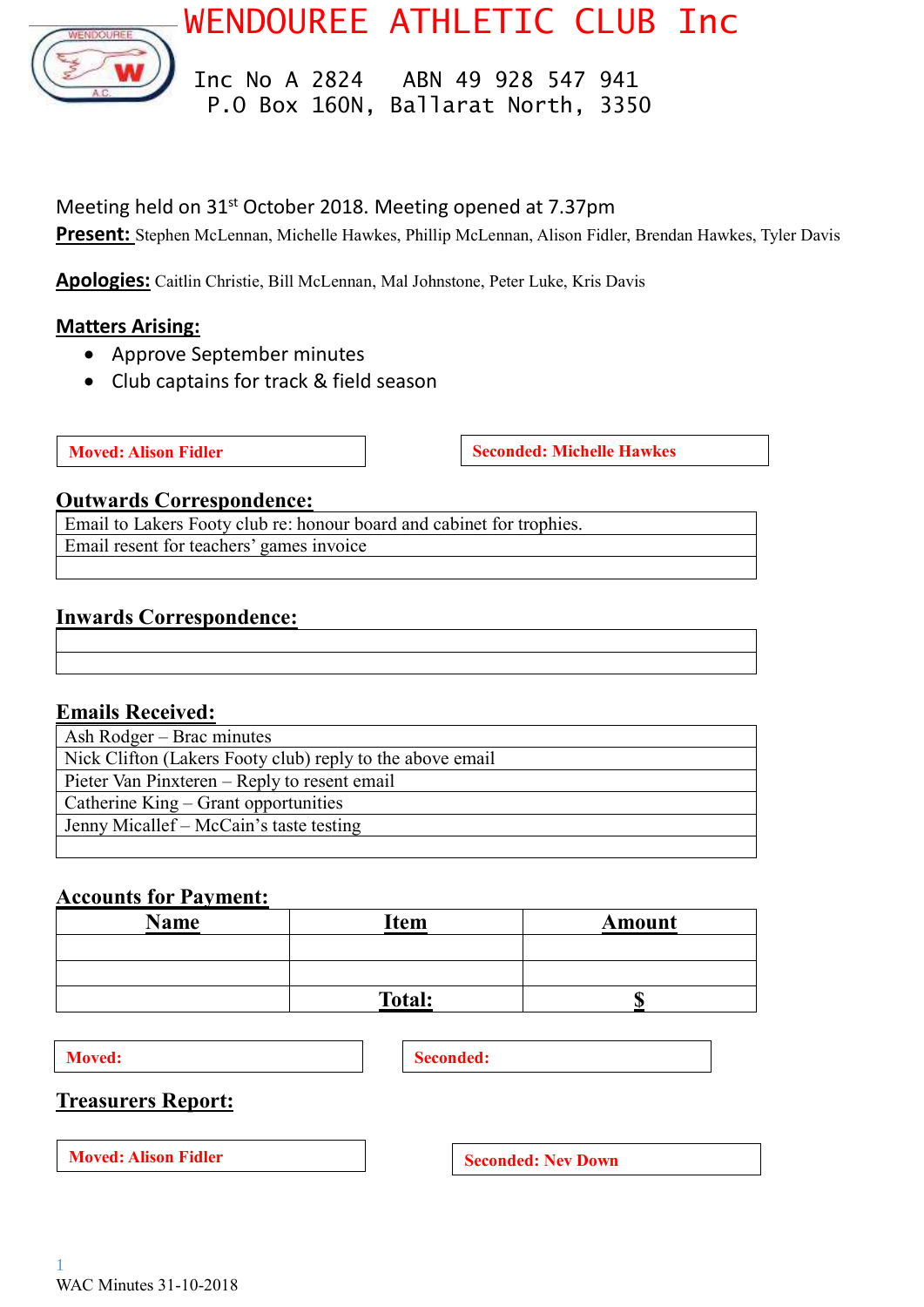# WENDOUREE ATHLETIC CLUB Inc

Inc No A 2824  ABN 49 928 547 941
P.O Box 160N, Ballarat North, 3350

Meeting held on 31st October 2018. Meeting opened at 7.37pm

**Present:** Stephen McLennan, Michelle Hawkes, Phillip McLennan, Alison Fidler, Brendan Hawkes, Tyler Davis

**Apologies:** Caitlin Christie, Bill McLennan, Mal Johnstone, Peter Luke, Kris Davis

## Matters Arising:

- Approve September minutes
- Club captains for track & field season

**Moved: Alison Fidler**  **Seconded: Michelle Hawkes**

## Outwards Correspondence:

| |
|---|
| Email to Lakers Footy club re: honour board and cabinet for trophies. |
| Email resent for teachers' games invoice |
| |

## Inwards Correspondence:

| |
|---|
| |
| |

## Emails Received:

| |
|---|
| Ash Rodger – Brac minutes |
| Nick Clifton (Lakers Footy club) reply to the above email |
| Pieter Van Pinxteren – Reply to resent email |
| Catherine King – Grant opportunities |
| Jenny Micallef – McCain's taste testing |
| |

## Accounts for Payment:

| Name | Item | Amount |
|---|---|---|
| | | |
| | | |
| | **Total:** | **$** |

**Moved:**  **Seconded:**

## Treasurers Report:

**Moved: Alison Fidler**  **Seconded: Nev Down**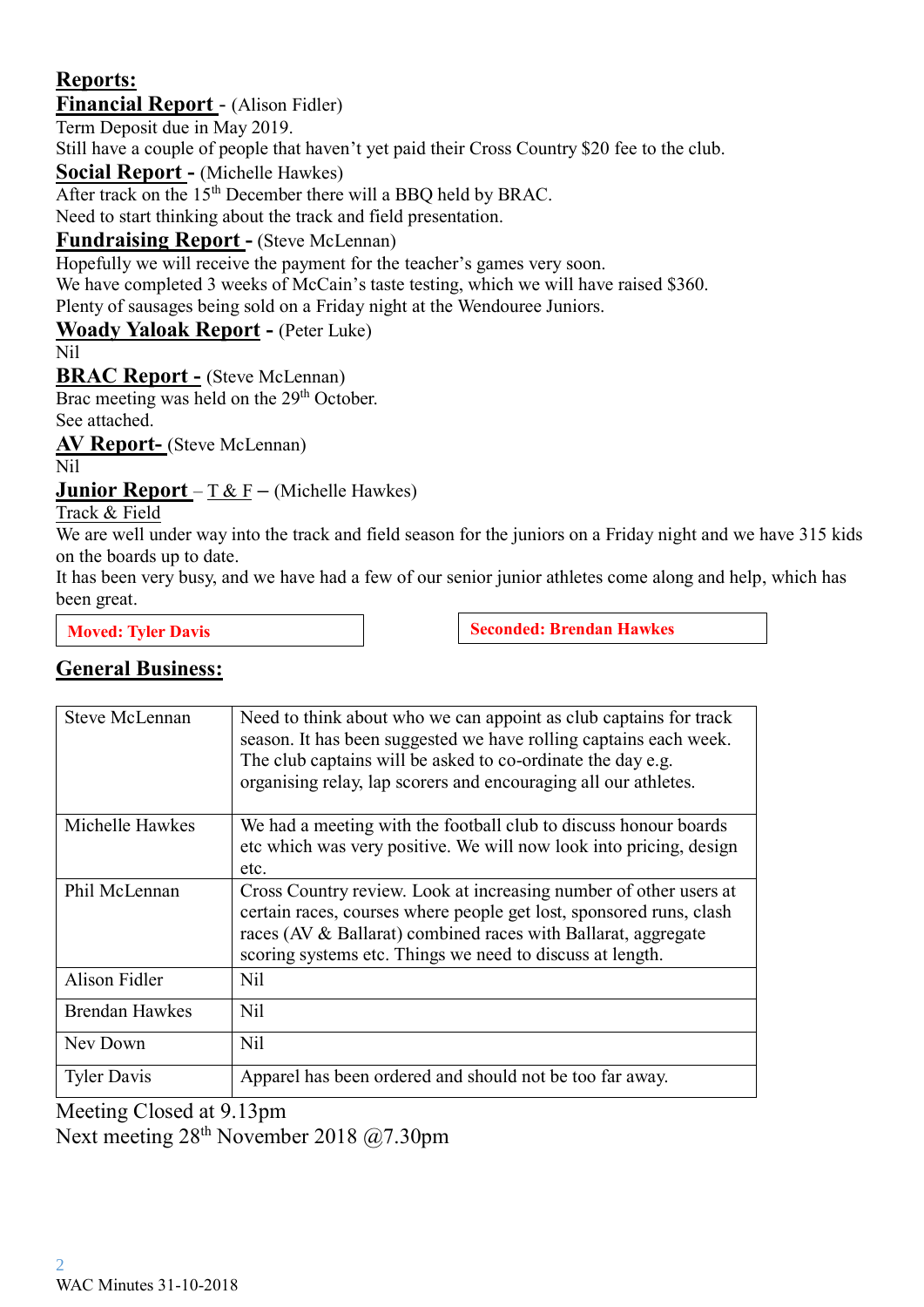## Reports:

**Financial Report** - (Alison Fidler)

Term Deposit due in May 2019.

Still have a couple of people that haven't yet paid their Cross Country $20 fee to the club.

**Social Report -** (Michelle Hawkes)

After track on the 15th December there will a BBQ held by BRAC.

Need to start thinking about the track and field presentation.

**Fundraising Report -** (Steve McLennan)

Hopefully we will receive the payment for the teacher's games very soon.

We have completed 3 weeks of McCain's taste testing, which we will have raised $360.

Plenty of sausages being sold on a Friday night at the Wendouree Juniors.

**Woady Yaloak Report -** (Peter Luke)

Nil

**BRAC Report -** (Steve McLennan)

Brac meeting was held on the 29th October.

See attached.

**AV Report-** (Steve McLennan)

Nil

**Junior Report** – T & F – (Michelle Hawkes)

Track & Field

We are well under way into the track and field season for the juniors on a Friday night and we have 315 kids on the boards up to date.

It has been very busy, and we have had a few of our senior junior athletes come along and help, which has been great.

**Moved: Tyler Davis** **Seconded: Brendan Hawkes**

## General Business:

| | |
|---|---|
| Steve McLennan | Need to think about who we can appoint as club captains for track season. It has been suggested we have rolling captains each week. The club captains will be asked to co-ordinate the day e.g. organising relay, lap scorers and encouraging all our athletes. |
| Michelle Hawkes | We had a meeting with the football club to discuss honour boards etc which was very positive. We will now look into pricing, design etc. |
| Phil McLennan | Cross Country review. Look at increasing number of other users at certain races, courses where people get lost, sponsored runs, clash races (AV & Ballarat) combined races with Ballarat, aggregate scoring systems etc. Things we need to discuss at length. |
| Alison Fidler | Nil |
| Brendan Hawkes | Nil |
| Nev Down | Nil |
| Tyler Davis | Apparel has been ordered and should not be too far away. |

Meeting Closed at 9.13pm

Next meeting 28th November 2018 @7.30pm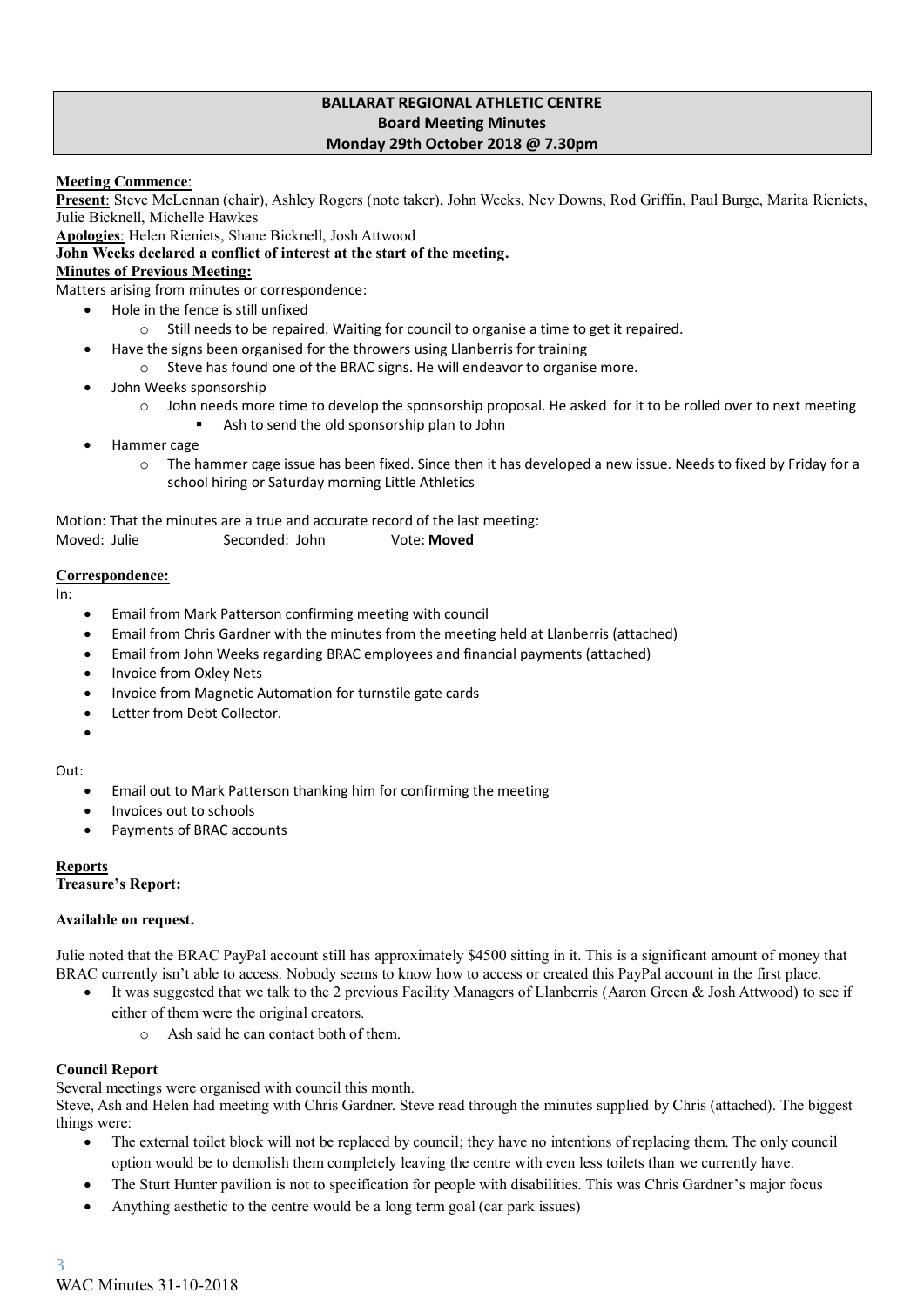# BALLARAT REGIONAL ATHLETIC CENTRE
## Board Meeting Minutes
### Monday 29th October 2018 @ 7.30pm

**Meeting Commence**:

**Present**: Steve McLennan (chair), Ashley Rogers (note taker), John Weeks, Nev Downs, Rod Griffin, Paul Burge, Marita Rieniets, Julie Bicknell, Michelle Hawkes

**Apologies**: Helen Rieniets, Shane Bicknell, Josh Attwood

**John Weeks declared a conflict of interest at the start of the meeting.**

**Minutes of Previous Meeting:**

Matters arising from minutes or correspondence:

- Hole in the fence is still unfixed
  - Still needs to be repaired. Waiting for council to organise a time to get it repaired.
- Have the signs been organised for the throwers using Llanberris for training
  - Steve has found one of the BRAC signs. He will endeavor to organise more.
- John Weeks sponsorship
  - John needs more time to develop the sponsorship proposal. He asked for it to be rolled over to next meeting
    - Ash to send the old sponsorship plan to John
- Hammer cage
  - The hammer cage issue has been fixed. Since then it has developed a new issue. Needs to fixed by Friday for a school hiring or Saturday morning Little Athletics

Motion: That the minutes are a true and accurate record of the last meeting:

Moved: Julie Seconded: John Vote: **Moved**

**Correspondence:**

In:

- Email from Mark Patterson confirming meeting with council
- Email from Chris Gardner with the minutes from the meeting held at Llanberris (attached)
- Email from John Weeks regarding BRAC employees and financial payments (attached)
- Invoice from Oxley Nets
- Invoice from Magnetic Automation for turnstile gate cards
- Letter from Debt Collector.

Out:

- Email out to Mark Patterson thanking him for confirming the meeting
- Invoices out to schools
- Payments of BRAC accounts

**Reports**

**Treasure's Report:**

**Available on request.**

Julie noted that the BRAC PayPal account still has approximately $4500 sitting in it. This is a significant amount of money that BRAC currently isn't able to access. Nobody seems to know how to access or created this PayPal account in the first place.

- It was suggested that we talk to the 2 previous Facility Managers of Llanberris (Aaron Green & Josh Attwood) to see if either of them were the original creators.
  - Ash said he can contact both of them.

**Council Report**

Several meetings were organised with council this month.

Steve, Ash and Helen had meeting with Chris Gardner. Steve read through the minutes supplied by Chris (attached). The biggest things were:

- The external toilet block will not be replaced by council; they have no intentions of replacing them. The only council option would be to demolish them completely leaving the centre with even less toilets than we currently have.
- The Sturt Hunter pavilion is not to specification for people with disabilities. This was Chris Gardner's major focus
- Anything aesthetic to the centre would be a long term goal (car park issues)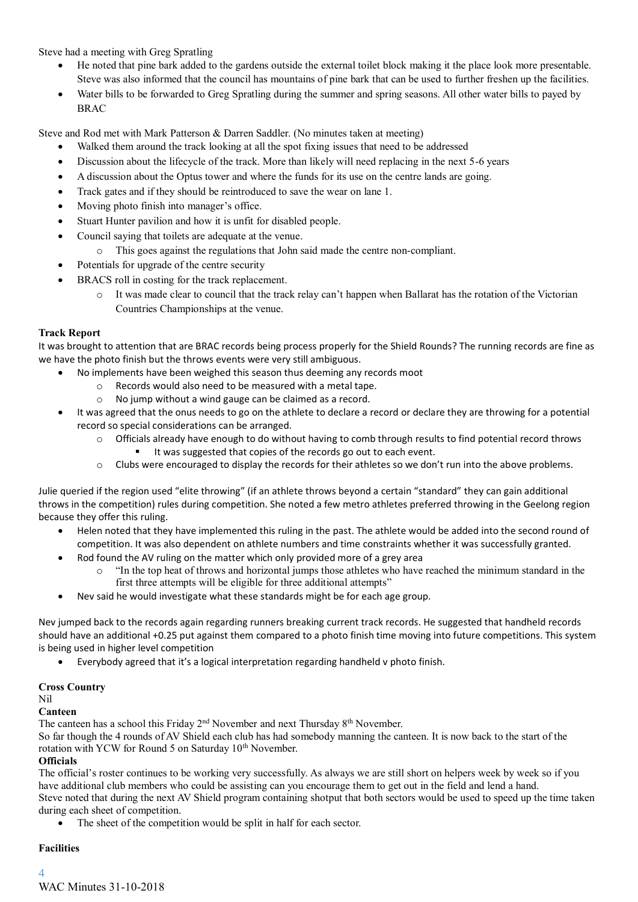Steve had a meeting with Greg Spratling

- He noted that pine bark added to the gardens outside the external toilet block making it the place look more presentable. Steve was also informed that the council has mountains of pine bark that can be used to further freshen up the facilities.
- Water bills to be forwarded to Greg Spratling during the summer and spring seasons. All other water bills to payed by BRAC

Steve and Rod met with Mark Patterson & Darren Saddler. (No minutes taken at meeting)

- Walked them around the track looking at all the spot fixing issues that need to be addressed
- Discussion about the lifecycle of the track. More than likely will need replacing in the next 5-6 years
- A discussion about the Optus tower and where the funds for its use on the centre lands are going.
- Track gates and if they should be reintroduced to save the wear on lane 1.
- Moving photo finish into manager's office.
- Stuart Hunter pavilion and how it is unfit for disabled people.
- Council saying that toilets are adequate at the venue.
  - This goes against the regulations that John said made the centre non-compliant.
- Potentials for upgrade of the centre security
- BRACS roll in costing for the track replacement.
  - It was made clear to council that the track relay can't happen when Ballarat has the rotation of the Victorian Countries Championships at the venue.

**Track Report**

It was brought to attention that are BRAC records being process properly for the Shield Rounds? The running records are fine as we have the photo finish but the throws events were very still ambiguous.

- No implements have been weighed this season thus deeming any records moot
  - Records would also need to be measured with a metal tape.
  - No jump without a wind gauge can be claimed as a record.
- It was agreed that the onus needs to go on the athlete to declare a record or declare they are throwing for a potential record so special considerations can be arranged.
  - Officials already have enough to do without having to comb through results to find potential record throws
    - It was suggested that copies of the records go out to each event.
  - Clubs were encouraged to display the records for their athletes so we don't run into the above problems.

Julie queried if the region used "elite throwing" (if an athlete throws beyond a certain "standard" they can gain additional throws in the competition) rules during competition. She noted a few metro athletes preferred throwing in the Geelong region because they offer this ruling.

- Helen noted that they have implemented this ruling in the past. The athlete would be added into the second round of competition. It was also dependent on athlete numbers and time constraints whether it was successfully granted.
- Rod found the AV ruling on the matter which only provided more of a grey area
  - "In the top heat of throws and horizontal jumps those athletes who have reached the minimum standard in the first three attempts will be eligible for three additional attempts"
- Nev said he would investigate what these standards might be for each age group.

Nev jumped back to the records again regarding runners breaking current track records. He suggested that handheld records should have an additional +0.25 put against them compared to a photo finish time moving into future competitions. This system is being used in higher level competition

- Everybody agreed that it's a logical interpretation regarding handheld v photo finish.

**Cross Country**

Nil

**Canteen**

The canteen has a school this Friday 2nd November and next Thursday 8th November.

So far though the 4 rounds of AV Shield each club has had somebody manning the canteen. It is now back to the start of the rotation with YCW for Round 5 on Saturday 10th November.

**Officials**

The official's roster continues to be working very successfully. As always we are still short on helpers week by week so if you have additional club members who could be assisting can you encourage them to get out in the field and lend a hand.

Steve noted that during the next AV Shield program containing shotput that both sectors would be used to speed up the time taken during each sheet of competition.

- The sheet of the competition would be split in half for each sector.

**Facilities**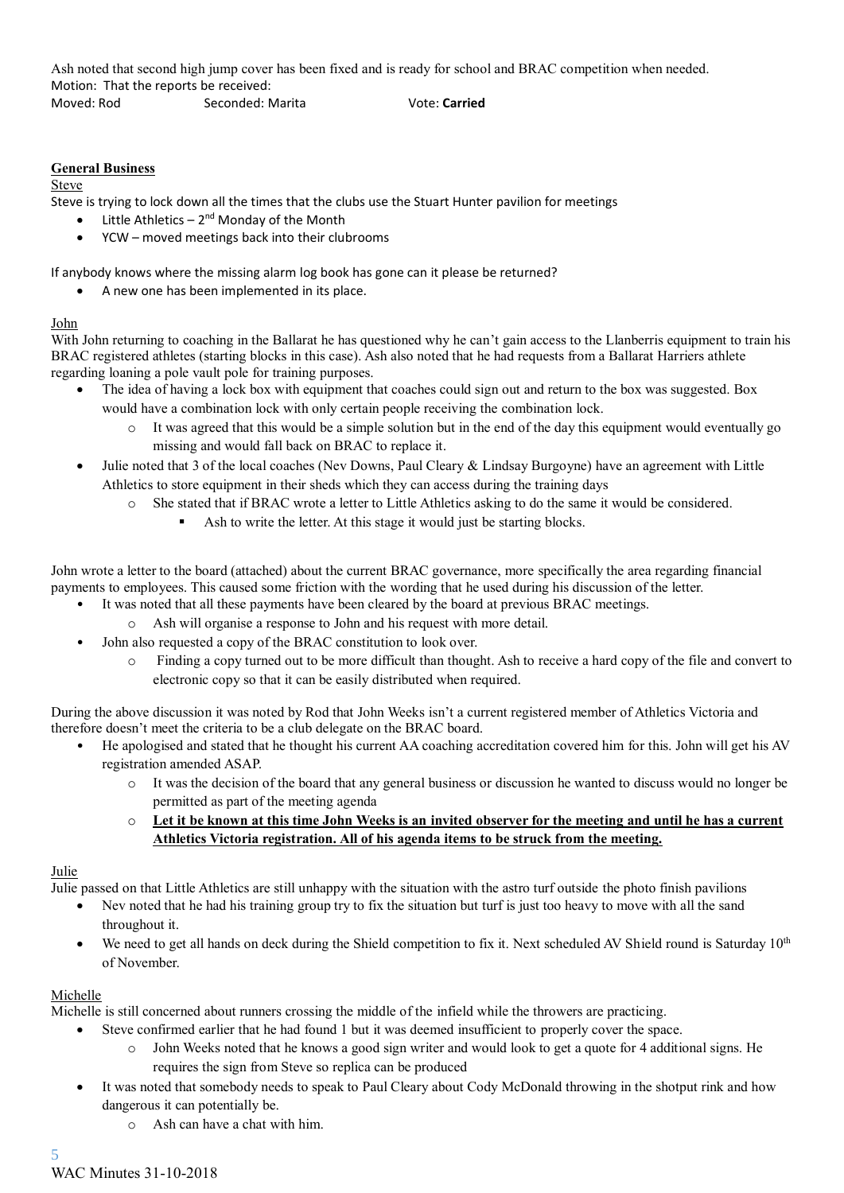Ash noted that second high jump cover has been fixed and is ready for school and BRAC competition when needed.

Motion: That the reports be received:

Moved: Rod Seconded: Marita Vote: **Carried**

**General Business**

Steve

Steve is trying to lock down all the times that the clubs use the Stuart Hunter pavilion for meetings

- Little Athletics – 2nd Monday of the Month
- YCW – moved meetings back into their clubrooms

If anybody knows where the missing alarm log book has gone can it please be returned?

- A new one has been implemented in its place.

John

With John returning to coaching in the Ballarat he has questioned why he can't gain access to the Llanberris equipment to train his BRAC registered athletes (starting blocks in this case). Ash also noted that he had requests from a Ballarat Harriers athlete regarding loaning a pole vault pole for training purposes.

- The idea of having a lock box with equipment that coaches could sign out and return to the box was suggested. Box would have a combination lock with only certain people receiving the combination lock.
  - It was agreed that this would be a simple solution but in the end of the day this equipment would eventually go missing and would fall back on BRAC to replace it.
- Julie noted that 3 of the local coaches (Nev Downs, Paul Cleary & Lindsay Burgoyne) have an agreement with Little Athletics to store equipment in their sheds which they can access during the training days
  - She stated that if BRAC wrote a letter to Little Athletics asking to do the same it would be considered.
    - Ash to write the letter. At this stage it would just be starting blocks.

John wrote a letter to the board (attached) about the current BRAC governance, more specifically the area regarding financial payments to employees. This caused some friction with the wording that he used during his discussion of the letter.

- It was noted that all these payments have been cleared by the board at previous BRAC meetings.
  - Ash will organise a response to John and his request with more detail.
- John also requested a copy of the BRAC constitution to look over.
  - Finding a copy turned out to be more difficult than thought. Ash to receive a hard copy of the file and convert to electronic copy so that it can be easily distributed when required.

During the above discussion it was noted by Rod that John Weeks isn't a current registered member of Athletics Victoria and therefore doesn't meet the criteria to be a club delegate on the BRAC board.

- He apologised and stated that he thought his current AA coaching accreditation covered him for this. John will get his AV registration amended ASAP.
  - It was the decision of the board that any general business or discussion he wanted to discuss would no longer be permitted as part of the meeting agenda
  - **Let it be known at this time John Weeks is an invited observer for the meeting and until he has a current Athletics Victoria registration. All of his agenda items to be struck from the meeting.**

Julie

Julie passed on that Little Athletics are still unhappy with the situation with the astro turf outside the photo finish pavilions

- Nev noted that he had his training group try to fix the situation but turf is just too heavy to move with all the sand throughout it.
- We need to get all hands on deck during the Shield competition to fix it. Next scheduled AV Shield round is Saturday 10th of November.

Michelle

Michelle is still concerned about runners crossing the middle of the infield while the throwers are practicing.

- Steve confirmed earlier that he had found 1 but it was deemed insufficient to properly cover the space.
  - John Weeks noted that he knows a good sign writer and would look to get a quote for 4 additional signs. He requires the sign from Steve so replica can be produced
- It was noted that somebody needs to speak to Paul Cleary about Cody McDonald throwing in the shotput rink and how dangerous it can potentially be.
  - Ash can have a chat with him.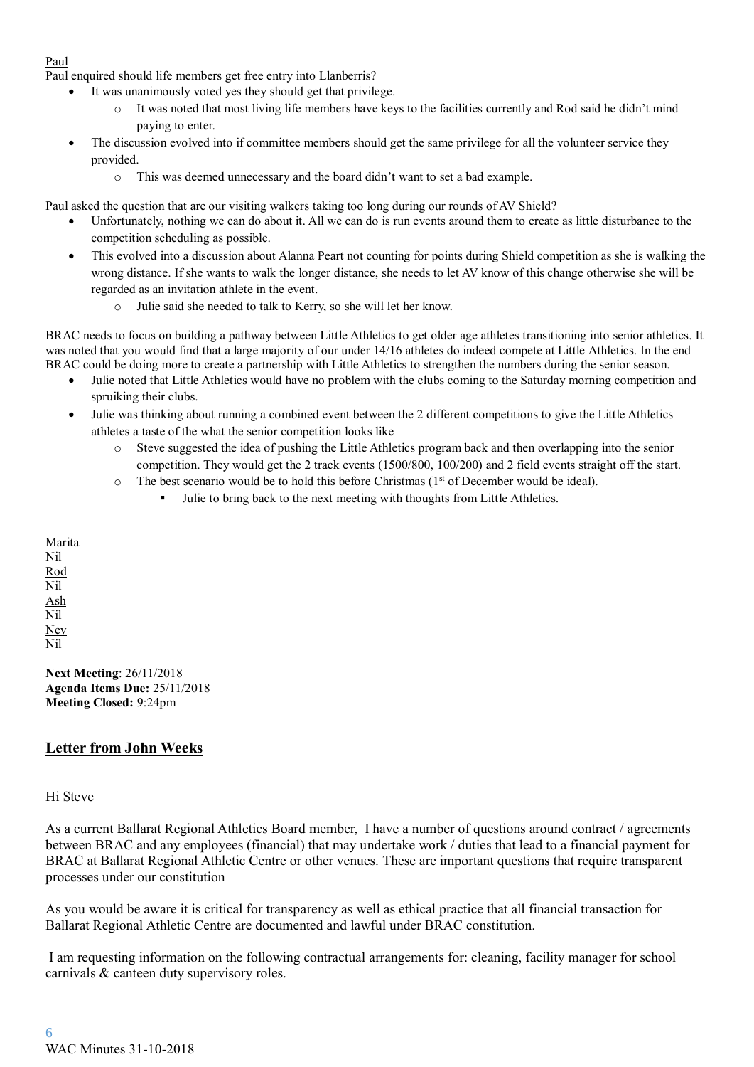Paul

Paul enquired should life members get free entry into Llanberris?

- It was unanimously voted yes they should get that privilege.
  - It was noted that most living life members have keys to the facilities currently and Rod said he didn't mind paying to enter.
- The discussion evolved into if committee members should get the same privilege for all the volunteer service they provided.
  - This was deemed unnecessary and the board didn't want to set a bad example.

Paul asked the question that are our visiting walkers taking too long during our rounds of AV Shield?

- Unfortunately, nothing we can do about it. All we can do is run events around them to create as little disturbance to the competition scheduling as possible.
- This evolved into a discussion about Alanna Peart not counting for points during Shield competition as she is walking the wrong distance. If she wants to walk the longer distance, she needs to let AV know of this change otherwise she will be regarded as an invitation athlete in the event.
  - Julie said she needed to talk to Kerry, so she will let her know.

BRAC needs to focus on building a pathway between Little Athletics to get older age athletes transitioning into senior athletics. It was noted that you would find that a large majority of our under 14/16 athletes do indeed compete at Little Athletics. In the end BRAC could be doing more to create a partnership with Little Athletics to strengthen the numbers during the senior season.

- Julie noted that Little Athletics would have no problem with the clubs coming to the Saturday morning competition and spruiking their clubs.
- Julie was thinking about running a combined event between the 2 different competitions to give the Little Athletics athletes a taste of the what the senior competition looks like
  - Steve suggested the idea of pushing the Little Athletics program back and then overlapping into the senior competition. They would get the 2 track events (1500/800, 100/200) and 2 field events straight off the start.
  - The best scenario would be to hold this before Christmas (1st of December would be ideal).
    - Julie to bring back to the next meeting with thoughts from Little Athletics.

Marita
Nil
Rod
Nil
Ash
Nil
Nev
Nil

**Next Meeting**: 26/11/2018
**Agenda Items Due:** 25/11/2018
**Meeting Closed:** 9:24pm

## Letter from John Weeks

Hi Steve

As a current Ballarat Regional Athletics Board member, I have a number of questions around contract / agreements between BRAC and any employees (financial) that may undertake work / duties that lead to a financial payment for BRAC at Ballarat Regional Athletic Centre or other venues. These are important questions that require transparent processes under our constitution

As you would be aware it is critical for transparency as well as ethical practice that all financial transaction for Ballarat Regional Athletic Centre are documented and lawful under BRAC constitution.

I am requesting information on the following contractual arrangements for: cleaning, facility manager for school carnivals & canteen duty supervisory roles.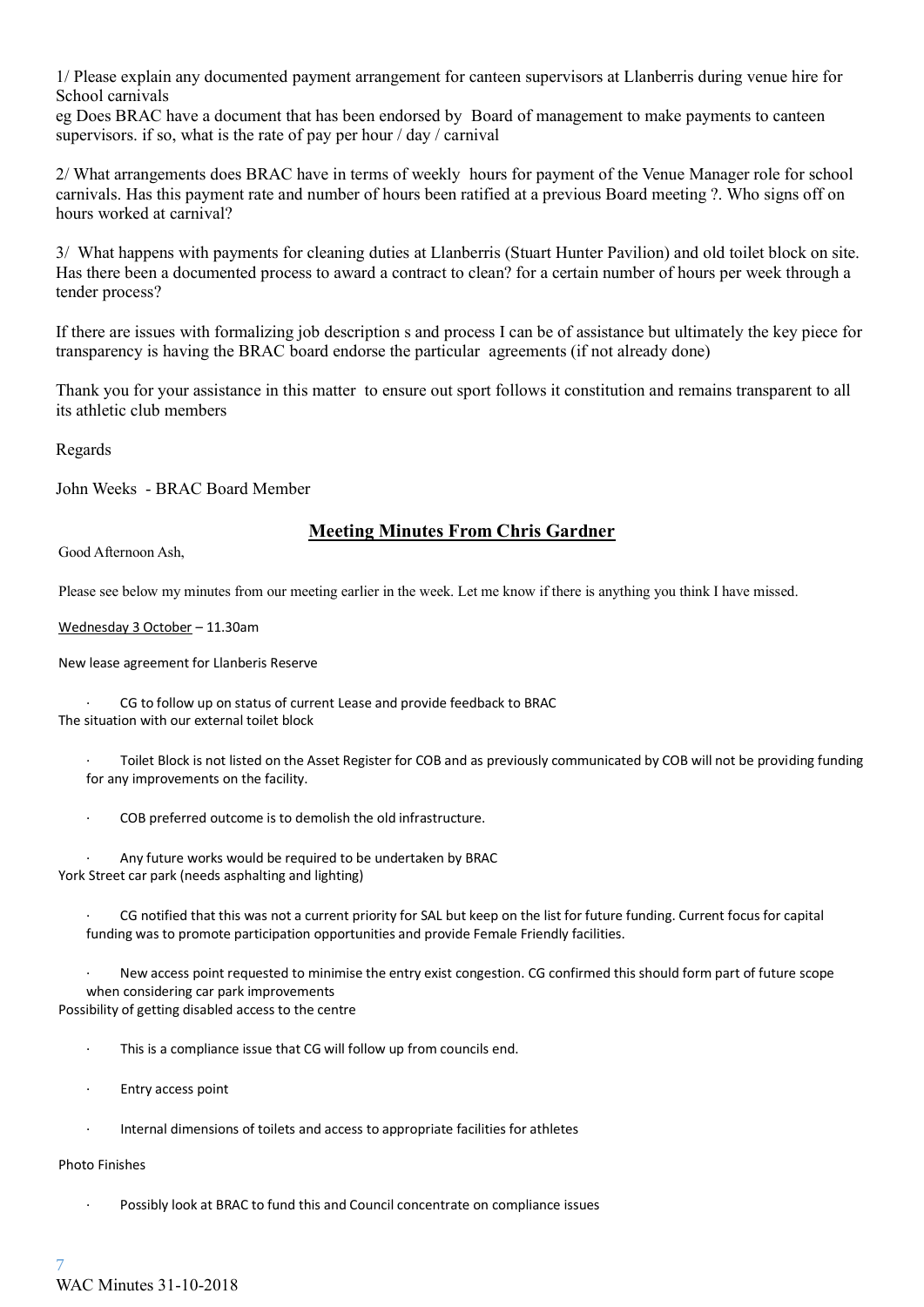1/ Please explain any documented payment arrangement for canteen supervisors at Llanberris during venue hire for School carnivals

eg Does BRAC have a document that has been endorsed by Board of management to make payments to canteen supervisors. if so, what is the rate of pay per hour / day / carnival

2/ What arrangements does BRAC have in terms of weekly hours for payment of the Venue Manager role for school carnivals. Has this payment rate and number of hours been ratified at a previous Board meeting ?. Who signs off on hours worked at carnival?

3/ What happens with payments for cleaning duties at Llanberris (Stuart Hunter Pavilion) and old toilet block on site. Has there been a documented process to award a contract to clean? for a certain number of hours per week through a tender process?

If there are issues with formalizing job description s and process I can be of assistance but ultimately the key piece for transparency is having the BRAC board endorse the particular agreements (if not already done)

Thank you for your assistance in this matter to ensure out sport follows it constitution and remains transparent to all its athletic club members

Regards

John Weeks - BRAC Board Member

## Meeting Minutes From Chris Gardner

Good Afternoon Ash,

Please see below my minutes from our meeting earlier in the week. Let me know if there is anything you think I have missed.

Wednesday 3 October – 11.30am

New lease agreement for Llanberis Reserve

- CG to follow up on status of current Lease and provide feedback to BRAC

The situation with our external toilet block

- Toilet Block is not listed on the Asset Register for COB and as previously communicated by COB will not be providing funding for any improvements on the facility.
- COB preferred outcome is to demolish the old infrastructure.
- Any future works would be required to be undertaken by BRAC

York Street car park (needs asphalting and lighting)

- CG notified that this was not a current priority for SAL but keep on the list for future funding. Current focus for capital funding was to promote participation opportunities and provide Female Friendly facilities.
- New access point requested to minimise the entry exist congestion. CG confirmed this should form part of future scope when considering car park improvements

Possibility of getting disabled access to the centre

- This is a compliance issue that CG will follow up from councils end.
- Entry access point
- Internal dimensions of toilets and access to appropriate facilities for athletes

Photo Finishes

- Possibly look at BRAC to fund this and Council concentrate on compliance issues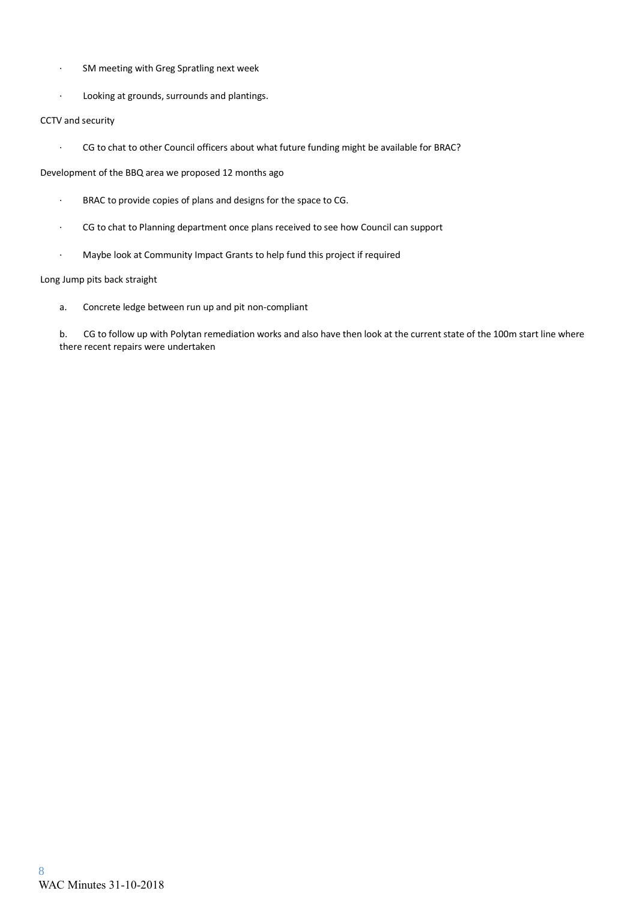- SM meeting with Greg Spratling next week
- Looking at grounds, surrounds and plantings.

CCTV and security

- CG to chat to other Council officers about what future funding might be available for BRAC?

Development of the BBQ area we proposed 12 months ago

- BRAC to provide copies of plans and designs for the space to CG.
- CG to chat to Planning department once plans received to see how Council can support
- Maybe look at Community Impact Grants to help fund this project if required

Long Jump pits back straight

a. Concrete ledge between run up and pit non-compliant

b. CG to follow up with Polytan remediation works and also have then look at the current state of the 100m start line where there recent repairs were undertaken